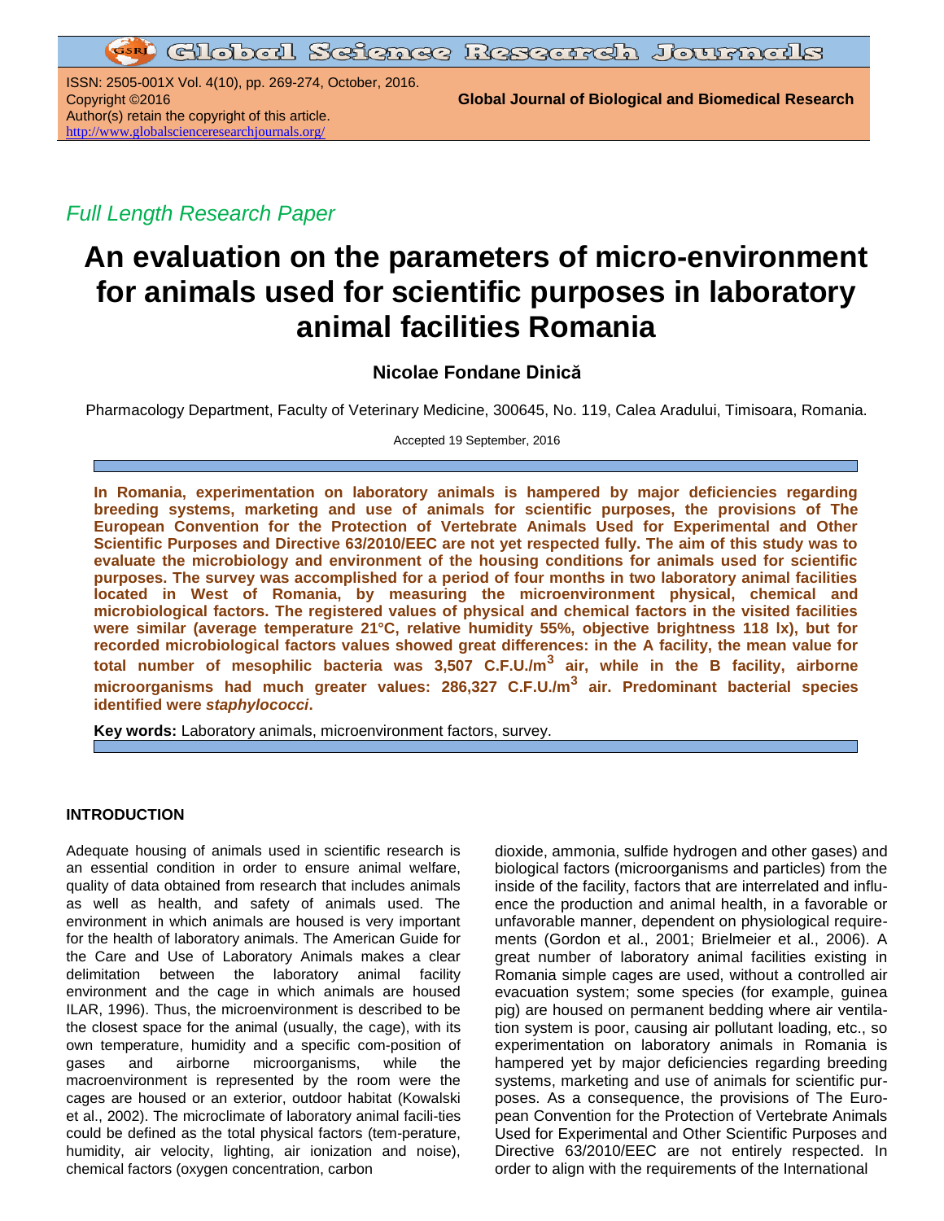*Full Length Research Paper*

# An evaluation on the parameters of micro-environment for animals used for scientific purposes in laboratory animal facilities Romania

**Nicolae Fondane Dinică**

Pharmacology Department, Faculty of Veterinary Medicine, 300645, No. 119, Calea Aradului, Timisoara, Romania.

Accepted 19 September, 2016

**In Romania, experimentation on laboratory animals is hampered by major deficiencies regarding breeding systems, marketing and use of animals for scientific purposes, the provisions of The European Convention for the Protection of Vertebrate Animals Used for Experimental and Other Scientific Purposes and Directive 63/2010/EEC are not yet respected fully. The aim of this study was to evaluate the microbiology and environment of the housing conditions for animals used for scientific purposes. The survey was accomplished for a period of four months in two laboratory animal facilities located in West of Romania, by measuring the microenvironment physical, chemical and microbiological factors. The registered values of physical and chemical factors in the visited facilities were similar (average temperature 21°C, relative humidity 55%, objective brightness 118 lx), but for recorded microbiological factors values showed great differences: in the A facility, the mean value for total number of mesophilic bacteria was 3,507 C.F.U./m$^3$ air, while in the B facility, airborne microorganisms had much greater values: 286,327 C.F.U./m$^3$ air. Predominant bacterial species identified were *staphylococci*.**

**Key words:** Laboratory animals, microenvironment factors, survey.

## INTRODUCTION

Adequate housing of animals used in scientific research is an essential condition in order to ensure animal welfare, quality of data obtained from research that includes animals as well as health, and safety of animals used. The environment in which animals are housed is very important for the health of laboratory animals. The American Guide for the Care and Use of Laboratory Animals makes a clear delimitation between the laboratory animal facility environment and the cage in which animals are housed ILAR, 1996). Thus, the microenvironment is described to be the closest space for the animal (usually, the cage), with its own temperature, humidity and a specific com-position of gases and airborne microorganisms, while the macroenvironment is represented by the room were the cages are housed or an exterior, outdoor habitat (Kowalski et al., 2002). The microclimate of laboratory animal facili-ties could be defined as the total physical factors (tem-perature, humidity, air velocity, lighting, air ionization and noise), chemical factors (oxygen concentration, carbon dioxide, ammonia, sulfide hydrogen and other gases) and biological factors (microorganisms and particles) from the inside of the facility, factors that are interrelated and influ-ence the production and animal health, in a favorable or unfavorable manner, dependent on physiological require-ments (Gordon et al., 2001; Brielmeier et al., 2006). A great number of laboratory animal facilities existing in Romania simple cages are used, without a controlled air evacuation system; some species (for example, guinea pig) are housed on permanent bedding where air ventila-tion system is poor, causing air pollutant loading, etc., so experimentation on laboratory animals in Romania is hampered yet by major deficiencies regarding breeding systems, marketing and use of animals for scientific pur-poses. As a consequence, the provisions of The Euro-pean Convention for the Protection of Vertebrate Animals Used for Experimental and Other Scientific Purposes and Directive 63/2010/EEC are not entirely respected. In order to align with the requirements of the International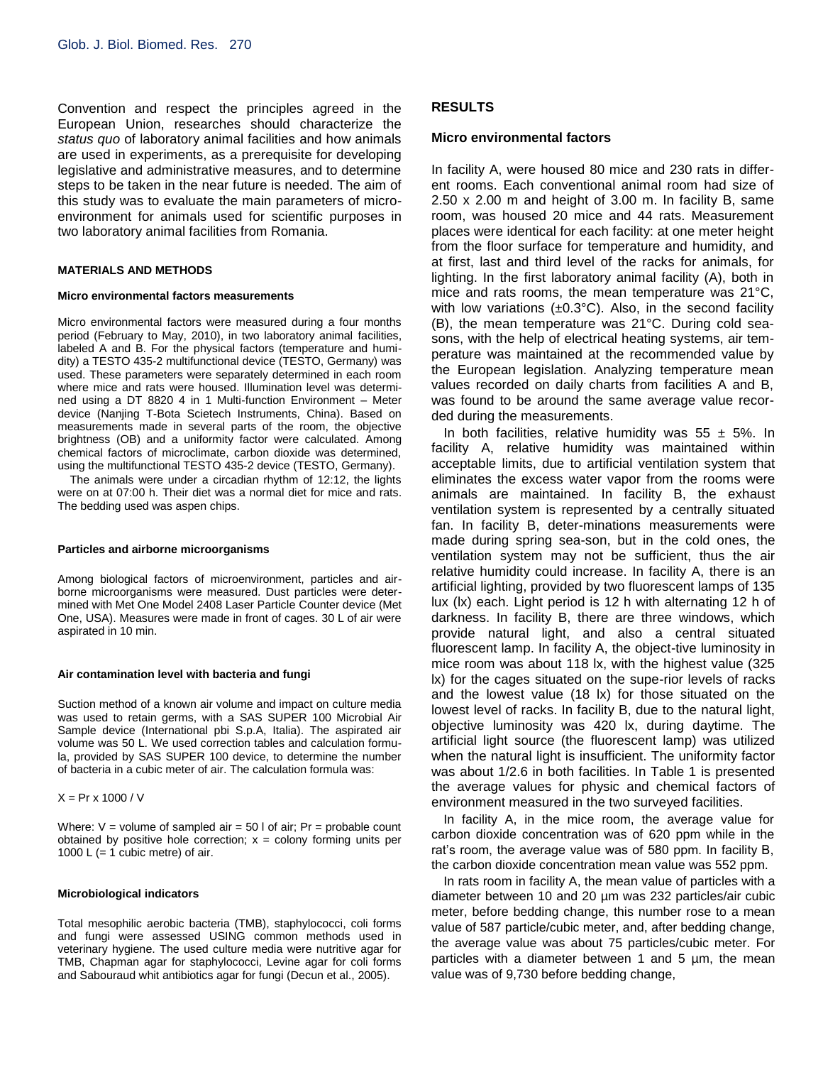Convention and respect the principles agreed in the European Union, researches should characterize the *status quo* of laboratory animal facilities and how animals are used in experiments, as a prerequisite for developing legislative and administrative measures, and to determine steps to be taken in the near future is needed. The aim of this study was to evaluate the main parameters of micro-environment for animals used for scientific purposes in two laboratory animal facilities from Romania.

## MATERIALS AND METHODS

### Micro environmental factors measurements

Micro environmental factors were measured during a four months period (February to May, 2010), in two laboratory animal facilities, labeled A and B. For the physical factors (temperature and humidity) a TESTO 435-2 multifunctional device (TESTO, Germany) was used. These parameters were separately determined in each room where mice and rats were housed. Illumination level was determined using a DT 8820 4 in 1 Multi-function Environment – Meter device (Nanjing T-Bota Scietech Instruments, China). Based on measurements made in several parts of the room, the objective brightness (OB) and a uniformity factor were calculated. Among chemical factors of microclimate, carbon dioxide was determined, using the multifunctional TESTO 435-2 device (TESTO, Germany).

The animals were under a circadian rhythm of 12:12, the lights were on at 07:00 h. Their diet was a normal diet for mice and rats. The bedding used was aspen chips.

### Particles and airborne microorganisms

Among biological factors of microenvironment, particles and airborne microorganisms were measured. Dust particles were determined with Met One Model 2408 Laser Particle Counter device (Met One, USA). Measures were made in front of cages. 30 L of air were aspirated in 10 min.

### Air contamination level with bacteria and fungi

Suction method of a known air volume and impact on culture media was used to retain germs, with a SAS SUPER 100 Microbial Air Sample device (International pbi S.p.A, Italia). The aspirated air volume was 50 L. We used correction tables and calculation formula, provided by SAS SUPER 100 device, to determine the number of bacteria in a cubic meter of air. The calculation formula was:

$$X = Pr \times 1000 / V$$

Where: $V$ = volume of sampled air = 50 l of air; $Pr$ = probable count obtained by positive hole correction; $x$ = colony forming units per 1000 L (= 1 cubic metre) of air.

### Microbiological indicators

Total mesophilic aerobic bacteria (TMB), staphylococci, coli forms and fungi were assessed USING common methods used in veterinary hygiene. The used culture media were nutritive agar for TMB, Chapman agar for staphylococci, Levine agar for coli forms and Sabouraud whit antibiotics agar for fungi (Decun et al., 2005).

## RESULTS

### Micro environmental factors

In facility A, were housed 80 mice and 230 rats in different rooms. Each conventional animal room had size of 2.50 x 2.00 m and height of 3.00 m. In facility B, same room, was housed 20 mice and 44 rats. Measurement places were identical for each facility: at one meter height from the floor surface for temperature and humidity, and at first, last and third level of the racks for animals, for lighting. In the first laboratory animal facility (A), both in mice and rats rooms, the mean temperature was 21°C, with low variations (±0.3°C). Also, in the second facility (B), the mean temperature was 21°C. During cold seasons, with the help of electrical heating systems, air temperature was maintained at the recommended value by the European legislation. Analyzing temperature mean values recorded on daily charts from facilities A and B, was found to be around the same average value recorded during the measurements.

In both facilities, relative humidity was 55 ± 5%. In facility A, relative humidity was maintained within acceptable limits, due to artificial ventilation system that eliminates the excess water vapor from the rooms were animals are maintained. In facility B, the exhaust ventilation system is represented by a centrally situated fan. In facility B, deter-minations measurements were made during spring sea-son, but in the cold ones, the ventilation system may not be sufficient, thus the air relative humidity could increase. In facility A, there is an artificial lighting, provided by two fluorescent lamps of 135 lux (lx) each. Light period is 12 h with alternating 12 h of darkness. In facility B, there are three windows, which provide natural light, and also a central situated fluorescent lamp. In facility A, the object-tive luminosity in mice room was about 118 lx, with the highest value (325 lx) for the cages situated on the supe-rior levels of racks and the lowest value (18 lx) for those situated on the lowest level of racks. In facility B, due to the natural light, objective luminosity was 420 lx, during daytime. The artificial light source (the fluorescent lamp) was utilized when the natural light is insufficient. The uniformity factor was about 1/2.6 in both facilities. In Table 1 is presented the average values for physic and chemical factors of environment measured in the two surveyed facilities.

In facility A, in the mice room, the average value for carbon dioxide concentration was of 620 ppm while in the rat's room, the average value was of 580 ppm. In facility B, the carbon dioxide concentration mean value was 552 ppm.

In rats room in facility A, the mean value of particles with a diameter between 10 and 20 µm was 232 particles/air cubic meter, before bedding change, this number rose to a mean value of 587 particle/cubic meter, and, after bedding change, the average value was about 75 particles/cubic meter. For particles with a diameter between 1 and 5 µm, the mean value was of 9,730 before bedding change,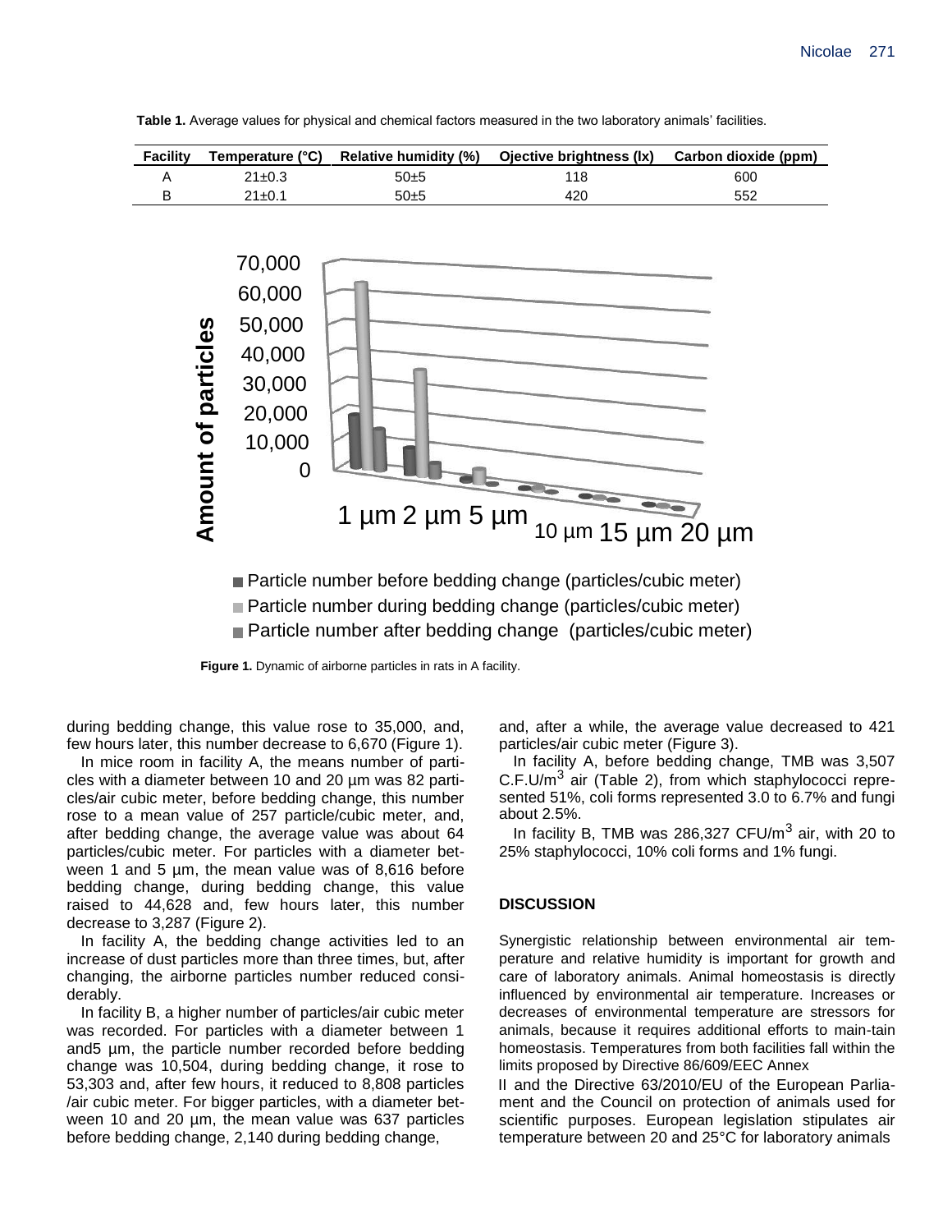**Table 1.** Average values for physical and chemical factors measured in the two laboratory animals' facilities.

| Facility | Temperature (°C) | Relative humidity (%) | Ojective brightness (lx) | Carbon dioxide (ppm) |
|---|---|---|---|---|
| A | 21±0.3 | 50±5 | 118 | 600 |
| B | 21±0.1 | 50±5 | 420 | 552 |

**Figure 1.** Dynamic of airborne particles in rats in A facility.

during bedding change, this value rose to 35,000, and, few hours later, this number decrease to 6,670 (Figure 1).

In mice room in facility A, the means number of particles with a diameter between 10 and 20 µm was 82 particles/air cubic meter, before bedding change, this number rose to a mean value of 257 particle/cubic meter, and, after bedding change, the average value was about 64 particles/cubic meter. For particles with a diameter between 1 and 5 µm, the mean value was of 8,616 before bedding change, during bedding change, this value raised to 44,628 and, few hours later, this number decrease to 3,287 (Figure 2).

In facility A, the bedding change activities led to an increase of dust particles more than three times, but, after changing, the airborne particles number reduced considerably.

In facility B, a higher number of particles/air cubic meter was recorded. For particles with a diameter between 1 and5 µm, the particle number recorded before bedding change was 10,504, during bedding change, it rose to 53,303 and, after few hours, it reduced to 8,808 particles /air cubic meter. For bigger particles, with a diameter between 10 and 20 µm, the mean value was 637 particles before bedding change, 2,140 during bedding change, and, after a while, the average value decreased to 421 particles/air cubic meter (Figure 3).

In facility A, before bedding change, TMB was 3,507 C.F.U/m$^3$ air (Table 2), from which staphylococci represented 51%, coli forms represented 3.0 to 6.7% and fungi about 2.5%.

In facility B, TMB was 286,327 CFU/m$^3$ air, with 20 to 25% staphylococci, 10% coli forms and 1% fungi.

## DISCUSSION

Synergistic relationship between environmental air temperature and relative humidity is important for growth and care of laboratory animals. Animal homeostasis is directly influenced by environmental air temperature. Increases or decreases of environmental temperature are stressors for animals, because it requires additional efforts to main-tain homeostasis. Temperatures from both facilities fall within the limits proposed by Directive 86/609/EEC Annex II and the Directive 63/2010/EU of the European Parliament and the Council on protection of animals used for scientific purposes. European legislation stipulates air temperature between 20 and 25°C for laboratory animals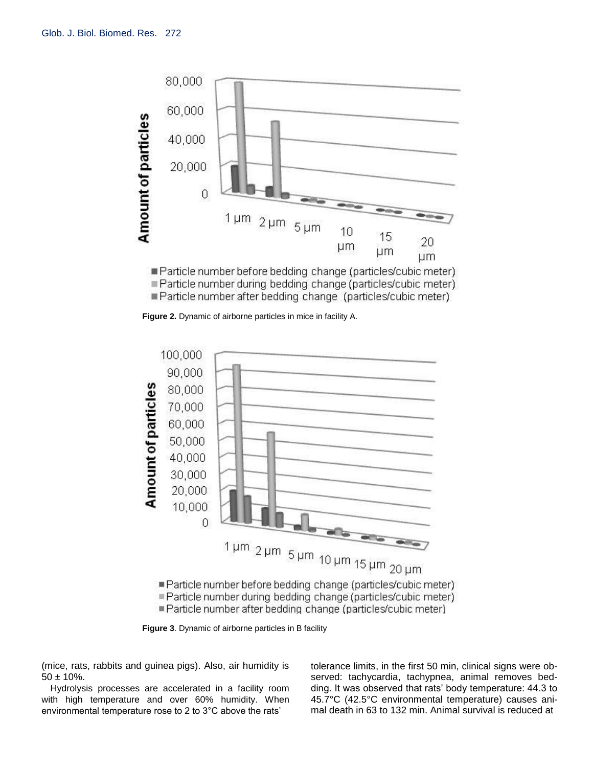**Figure 2.** Dynamic of airborne particles in mice in facility A.

**Figure 3**. Dynamic of airborne particles in B facility

(mice, rats, rabbits and guinea pigs). Also, air humidity is 50 ± 10%.

Hydrolysis processes are accelerated in a facility room with high temperature and over 60% humidity. When environmental temperature rose to 2 to 3°C above the rats' tolerance limits, in the first 50 min, clinical signs were observed: tachycardia, tachypnea, animal removes bedding. It was observed that rats' body temperature: 44.3 to 45.7°C (42.5°C environmental temperature) causes animal death in 63 to 132 min. Animal survival is reduced at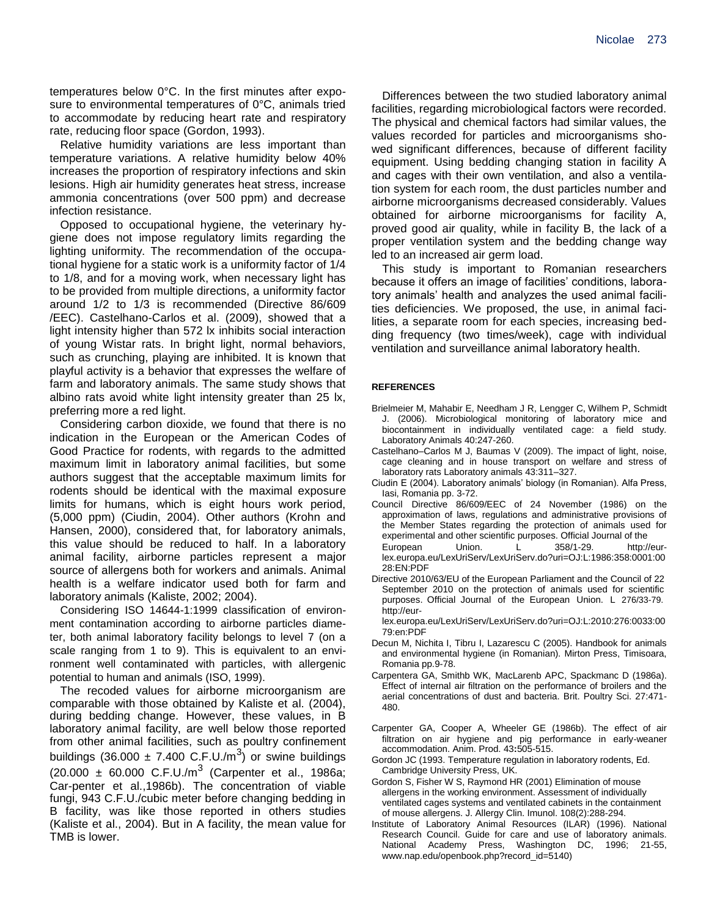temperatures below 0°C. In the first minutes after exposure to environmental temperatures of 0°C, animals tried to accommodate by reducing heart rate and respiratory rate, reducing floor space (Gordon, 1993).

Relative humidity variations are less important than temperature variations. A relative humidity below 40% increases the proportion of respiratory infections and skin lesions. High air humidity generates heat stress, increase ammonia concentrations (over 500 ppm) and decrease infection resistance.

Opposed to occupational hygiene, the veterinary hygiene does not impose regulatory limits regarding the lighting uniformity. The recommendation of the occupational hygiene for a static work is a uniformity factor of 1/4 to 1/8, and for a moving work, when necessary light has to be provided from multiple directions, a uniformity factor around 1/2 to 1/3 is recommended (Directive 86/609 /EEC). Castelhano-Carlos et al. (2009), showed that a light intensity higher than 572 lx inhibits social interaction of young Wistar rats. In bright light, normal behaviors, such as crunching, playing are inhibited. It is known that playful activity is a behavior that expresses the welfare of farm and laboratory animals. The same study shows that albino rats avoid white light intensity greater than 25 lx, preferring more a red light.

Considering carbon dioxide, we found that there is no indication in the European or the American Codes of Good Practice for rodents, with regards to the admitted maximum limit in laboratory animal facilities, but some authors suggest that the acceptable maximum limits for rodents should be identical with the maximal exposure limits for humans, which is eight hours work period, (5,000 ppm) (Ciudin, 2004). Other authors (Krohn and Hansen, 2000), considered that, for laboratory animals, this value should be reduced to half. In a laboratory animal facility, airborne particles represent a major source of allergens both for workers and animals. Animal health is a welfare indicator used both for farm and laboratory animals (Kaliste, 2002; 2004).

Considering ISO 14644-1:1999 classification of environment contamination according to airborne particles diameter, both animal laboratory facility belongs to level 7 (on a scale ranging from 1 to 9). This is equivalent to an environment well contaminated with particles, with allergenic potential to human and animals (ISO, 1999).

The recoded values for airborne microorganism are comparable with those obtained by Kaliste et al. (2004), during bedding change. However, these values, in B laboratory animal facility, are well below those reported from other animal facilities, such as poultry confinement buildings (36.000 ± 7.400 C.F.U./m$^3$) or swine buildings (20.000 ± 60.000 C.F.U./m$^3$ (Carpenter et al., 1986a; Car-penter et al.,1986b). The concentration of viable fungi, 943 C.F.U./cubic meter before changing bedding in B facility, was like those reported in others studies (Kaliste et al., 2004). But in A facility, the mean value for TMB is lower.

Differences between the two studied laboratory animal facilities, regarding microbiological factors were recorded. The physical and chemical factors had similar values, the values recorded for particles and microorganisms showed significant differences, because of different facility equipment. Using bedding changing station in facility A and cages with their own ventilation, and also a ventilation system for each room, the dust particles number and airborne microorganisms decreased considerably. Values obtained for airborne microorganisms for facility A, proved good air quality, while in facility B, the lack of a proper ventilation system and the bedding change way led to an increased air germ load.

This study is important to Romanian researchers because it offers an image of facilities' conditions, laboratory animals' health and analyzes the used animal facilities deficiencies. We proposed, the use, in animal facilities, a separate room for each species, increasing bedding frequency (two times/week), cage with individual ventilation and surveillance animal laboratory health.

## REFERENCES

Brielmeier M, Mahabir E, Needham J R, Lengger C, Wilhem P, Schmidt J. (2006). Microbiological monitoring of laboratory mice and biocontainment in individually ventilated cage: a field study. Laboratory Animals 40:247-260.

Castelhano–Carlos M J, Baumas V (2009). The impact of light, noise, cage cleaning and in house transport on welfare and stress of laboratory rats Laboratory animals 43:311–327.

Ciudin E (2004). Laboratory animals' biology (in Romanian). Alfa Press, Iasi, Romania pp. 3-72.

Council Directive 86/609/EEC of 24 November (1986) on the approximation of laws, regulations and administrative provisions of the Member States regarding the protection of animals used for experimental and other scientific purposes. Official Journal of the European Union. L 358/1-29. http://eur-lex.europa.eu/LexUriServ/LexUriServ.do?uri=OJ:L:1986:358:0001:0028:EN:PDF

Directive 2010/63/EU of the European Parliament and the Council of 22 September 2010 on the protection of animals used for scientific purposes. Official Journal of the European Union. L 276/33-79. http://eur-lex.europa.eu/LexUriServ/LexUriServ.do?uri=OJ:L:2010:276:0033:0079:en:PDF

Decun M, Nichita I, Tibru I, Lazarescu C (2005). Handbook for animals and environmental hygiene (in Romanian). Mirton Press, Timisoara, Romania pp.9-78.

Carpentera GA, Smithb WK, MacLarenb APC, Spackmanc D (1986a). Effect of internal air filtration on the performance of broilers and the aerial concentrations of dust and bacteria. Brit. Poultry Sci. 27:471-480.

Carpenter GA, Cooper A, Wheeler GE (1986b). The effect of air filtration on air hygiene and pig performance in early-weaner accommodation. Anim. Prod. 43:505-515.

Gordon JC (1993. Temperature regulation in laboratory rodents, Ed. Cambridge University Press, UK.

Gordon S, Fisher W S, Raymond HR (2001) Elimination of mouse allergens in the working environment. Assessment of individually ventilated cages systems and ventilated cabinets in the containment of mouse allergens. J. Allergy Clin. Imunol. 108(2):288-294.

Institute of Laboratory Animal Resources (ILAR) (1996). National Research Council. Guide for care and use of laboratory animals. National Academy Press, Washington DC, 1996; 21-55, www.nap.edu/openbook.php?record_id=5140)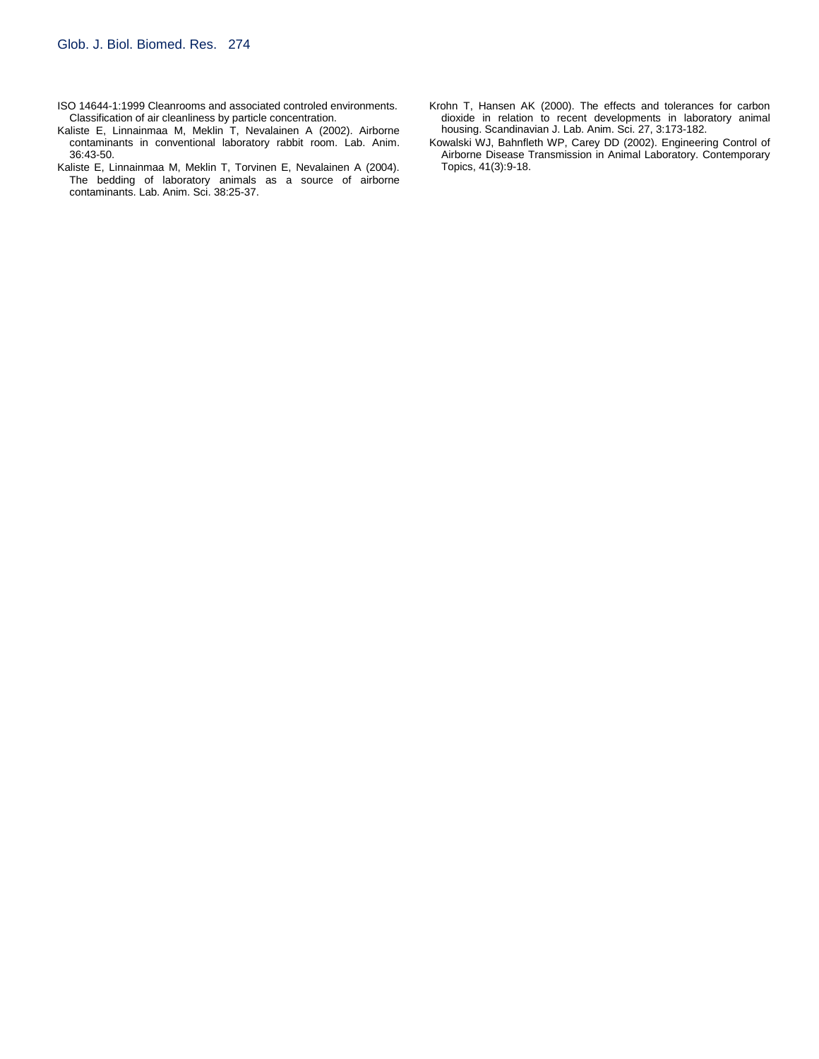ISO 14644-1:1999 Cleanrooms and associated controled environments. Classification of air cleanliness by particle concentration.

Kaliste E, Linnainmaa M, Meklin T, Nevalainen A (2002). Airborne contaminants in conventional laboratory rabbit room. Lab. Anim. 36:43-50.

Kaliste E, Linnainmaa M, Meklin T, Torvinen E, Nevalainen A (2004). The bedding of laboratory animals as a source of airborne contaminants. Lab. Anim. Sci. 38:25-37.

Krohn T, Hansen AK (2000). The effects and tolerances for carbon dioxide in relation to recent developments in laboratory animal housing. Scandinavian J. Lab. Anim. Sci. 27, 3:173-182.

Kowalski WJ, Bahnfleth WP, Carey DD (2002). Engineering Control of Airborne Disease Transmission in Animal Laboratory. Contemporary Topics, 41(3):9-18.